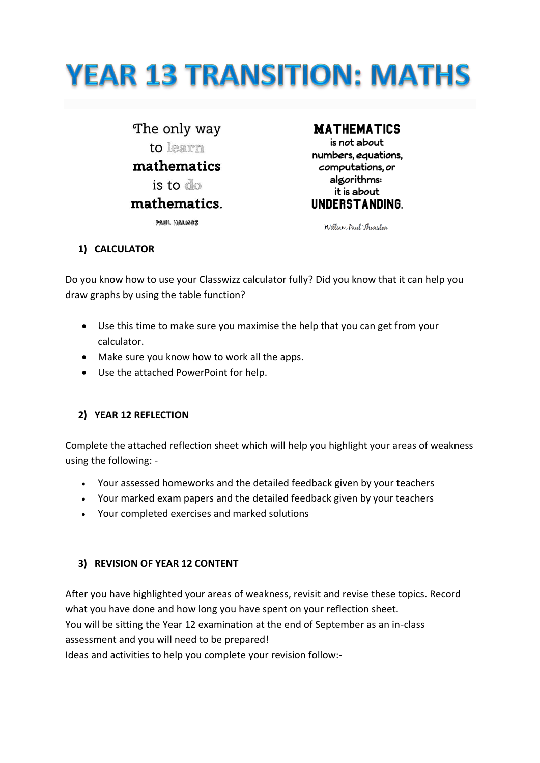# YEAR 13 TRANSITION: MATHS

The only way to learn mathematics is to do mathematics.

PAUL HALMOS

MATHEMATICS is not about numbers, equations, computations, or algorithms: it is about UNDERSTANDING.

William Paul Thurston

## 1) CALCULATOR

Do you know how to use your Classwizz calculator fully? Did you know that it can help you draw graphs by using the table function?

- Use this time to make sure you maximise the help that you can get from your calculator.
- Make sure you know how to work all the apps.
- Use the attached PowerPoint for help.

## 2) YEAR 12 REFLECTION

Complete the attached reflection sheet which will help you highlight your areas of weakness using the following: -

- Your assessed homeworks and the detailed feedback given by your teachers
- Your marked exam papers and the detailed feedback given by your teachers
- Your completed exercises and marked solutions

## 3) REVISION OF YEAR 12 CONTENT

After you have highlighted your areas of weakness, revisit and revise these topics. Record what you have done and how long you have spent on your reflection sheet.
You will be sitting the Year 12 examination at the end of September as an in-class assessment and you will need to be prepared!
Ideas and activities to help you complete your revision follow:-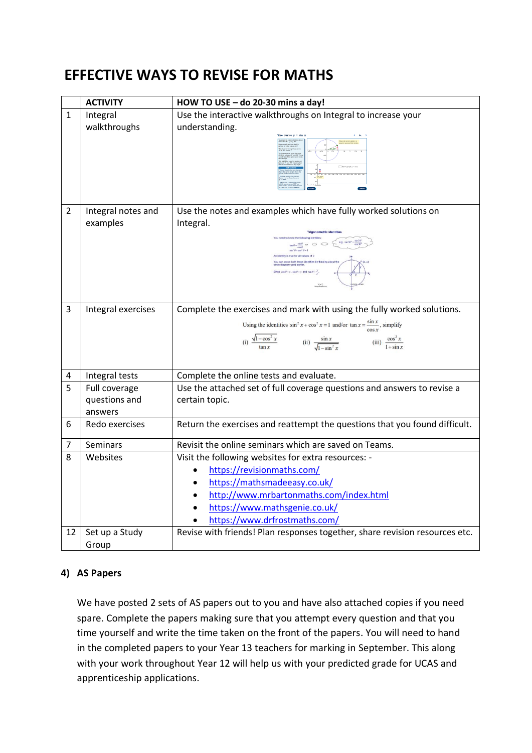# EFFECTIVE WAYS TO REVISE FOR MATHS

| | ACTIVITY | HOW TO USE – do 20-30 mins a day! |
|---|---|---|
| 1 | Integral walkthroughs | Use the interactive walkthroughs on Integral to increase your understanding. |
| 2 | Integral notes and examples | Use the notes and examples which have fully worked solutions on Integral. |
| 3 | Integral exercises | Complete the exercises and mark with using the fully worked solutions. Using the identities $\sin^2 x + \cos^2 x = 1$ and/or $\tan x = \frac{\sin x}{\cos x}$, simplify (i) $\frac{\sqrt{1-\cos^2 x}}{\tan x}$ (ii) $\frac{\sin x}{\sqrt{1-\sin^2 x}}$ (iii) $\frac{\cos^2 x}{1+\sin x}$ |
| 4 | Integral tests | Complete the online tests and evaluate. |
| 5 | Full coverage questions and answers | Use the attached set of full coverage questions and answers to revise a certain topic. |
| 6 | Redo exercises | Return the exercises and reattempt the questions that you found difficult. |
| 7 | Seminars | Revisit the online seminars which are saved on Teams. |
| 8 | Websites | Visit the following websites for extra resources: - <br>• https://revisionmaths.com/ <br>• https://mathsmadeeasy.co.uk/ <br>• http://www.mrbartonmaths.com/index.html <br>• https://www.mathsgenie.co.uk/ <br>• https://www.drfrostmaths.com/ |
| 12 | Set up a Study Group | Revise with friends! Plan responses together, share revision resources etc. |

## 4) AS Papers

We have posted 2 sets of AS papers out to you and have also attached copies if you need spare. Complete the papers making sure that you attempt every question and that you time yourself and write the time taken on the front of the papers. You will need to hand in the completed papers to your Year 13 teachers for marking in September. This along with your work throughout Year 12 will help us with your predicted grade for UCAS and apprenticeship applications.